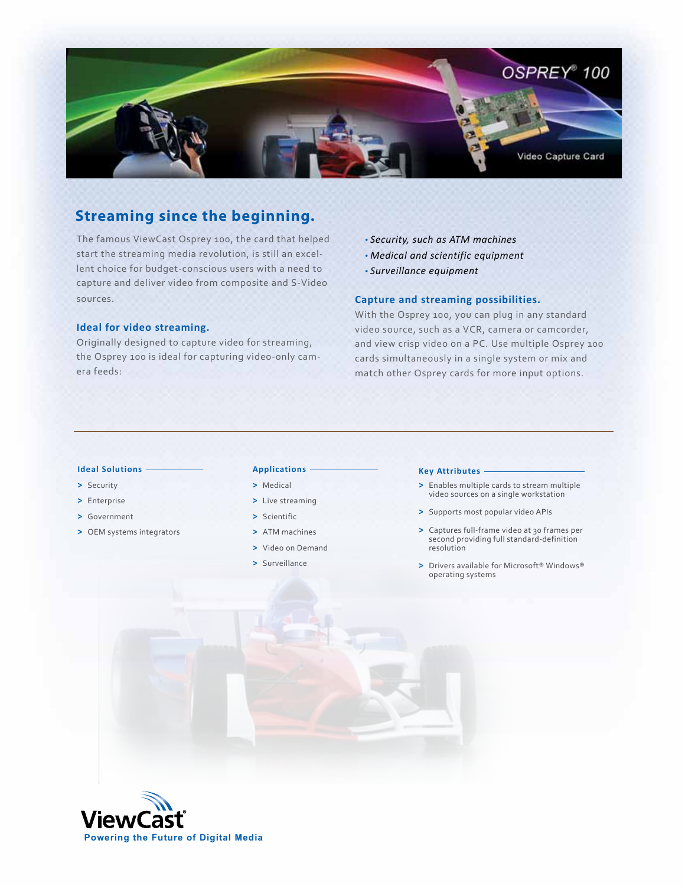# OSPREY® 100

Video Capture Card

## Streaming since the beginning.

The famous ViewCast Osprey 100, the card that helped start the streaming media revolution, is still an excellent choice for budget-conscious users with a need to capture and deliver video from composite and S-Video sources.

### Ideal for video streaming.

Originally designed to capture video for streaming, the Osprey 100 is ideal for capturing video-only camera feeds:

- *Security, such as ATM machines*
- *Medical and scientific equipment*
- *Surveillance equipment*

### Capture and streaming possibilities.

With the Osprey 100, you can plug in any standard video source, such as a VCR, camera or camcorder, and view crisp video on a PC. Use multiple Osprey 100 cards simultaneously in a single system or mix and match other Osprey cards for more input options.

---

### Ideal Solutions

- Security
- Enterprise
- Government
- OEM systems integrators

### Applications

- Medical
- Live streaming
- Scientific
- ATM machines
- Video on Demand
- Surveillance

### Key Attributes

- Enables multiple cards to stream multiple video sources on a single workstation
- Supports most popular video APIs
- Captures full-frame video at 30 frames per second providing full standard-definition resolution
- Drivers available for Microsoft® Windows® operating systems

ViewCast®
Powering the Future of Digital Media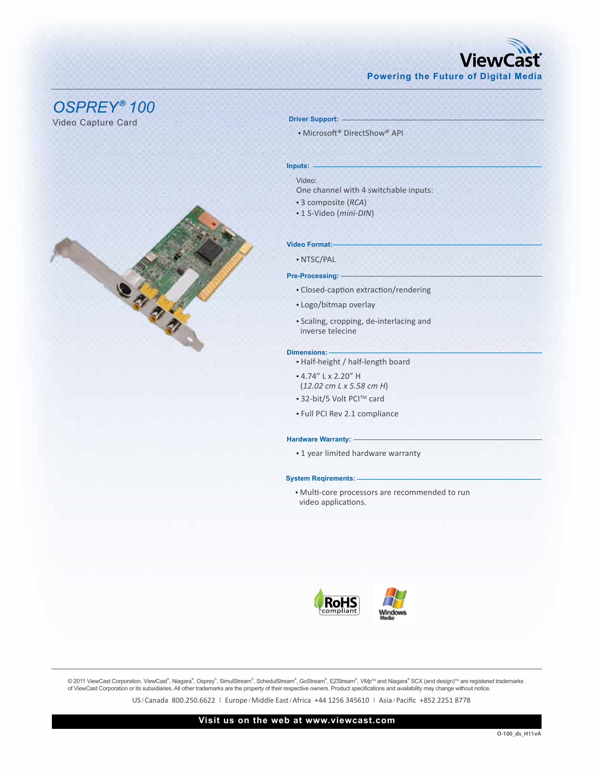ViewCast

**Powering the Future of Digital Media**

# OSPREY® 100

Video Capture Card

**Driver Support:**

- Microsoft® DirectShow® API

**Inputs:**

Video:
One channel with 4 switchable inputs:

- 3 composite (*RCA*)
- 1 S-Video (*mini-DIN*)

**Video Format:**

- NTSC/PAL

**Pre-Processing:**

- Closed-caption extraction/rendering
- Logo/bitmap overlay
- Scaling, cropping, de-interlacing and inverse telecine

**Dimensions:**

- Half-height / half-length board
- 4.74" L x 2.20" H (*12.02 cm L x 5.58 cm H*)
- 32-bit/5 Volt PCI™ card
- Full PCI Rev 2.1 compliance

**Hardware Warranty:**

- 1 year limited hardware warranty

**System Reqirements:**

- Multi-core processors are recommended to run video applications.

RoHS compliant

Windows Media

© 2011 ViewCast Corporation. ViewCast®, Niagara®, Osprey®, SimulStream®, SchedulStream®, GoStream®, EZStream®, *VMp*™ and Niagara® SCX (and design)™ are registered trademarks of ViewCast Corporation or its subsidiaries. All other trademarks are the property of their respective owners. Product specifications and availability may change without notice.

US/Canada 800.250.6622 | Europe/Middle East/Africa +44 1256 345610 | Asia/Pacific +852 2251 8778

**Visit us on the web at www.viewcast.com**

O-100_ds_H11vA